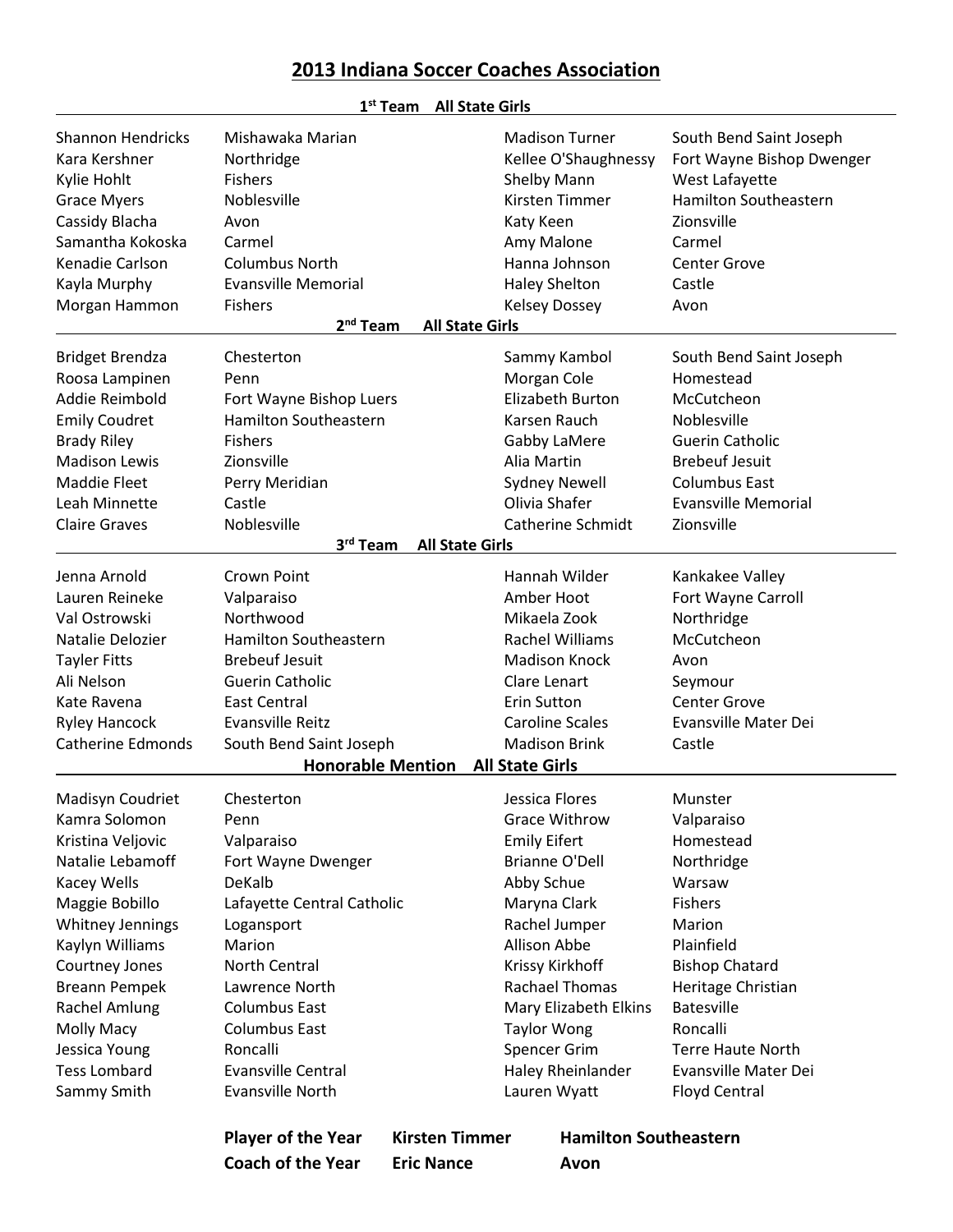# 2013 Indiana Soccer Coaches Association

## 1st Team All State Girls

| Name | School | Name | School |
|---|---|---|---|
| Shannon Hendricks | Mishawaka Marian | Madison Turner | South Bend Saint Joseph |
| Kara Kershner | Northridge | Kellee O'Shaughnessy | Fort Wayne Bishop Dwenger |
| Kylie Hohlt | Fishers | Shelby Mann | West Lafayette |
| Grace Myers | Noblesville | Kirsten Timmer | Hamilton Southeastern |
| Cassidy Blacha | Avon | Katy Keen | Zionsville |
| Samantha Kokoska | Carmel | Amy Malone | Carmel |
| Kenadie Carlson | Columbus North | Hanna Johnson | Center Grove |
| Kayla Murphy | Evansville Memorial | Haley Shelton | Castle |
| Morgan Hammon | Fishers | Kelsey Dossey | Avon |

## 2nd Team All State Girls

| Name | School | Name | School |
|---|---|---|---|
| Bridget Brendza | Chesterton | Sammy Kambol | South Bend Saint Joseph |
| Roosa Lampinen | Penn | Morgan Cole | Homestead |
| Addie Reimbold | Fort Wayne Bishop Luers | Elizabeth Burton | McCutcheon |
| Emily Coudret | Hamilton Southeastern | Karsen Rauch | Noblesville |
| Brady Riley | Fishers | Gabby LaMere | Guerin Catholic |
| Madison Lewis | Zionsville | Alia Martin | Brebeuf Jesuit |
| Maddie Fleet | Perry Meridian | Sydney Newell | Columbus East |
| Leah Minnette | Castle | Olivia Shafer | Evansville Memorial |
| Claire Graves | Noblesville | Catherine Schmidt | Zionsville |

## 3rd Team All State Girls

| Name | School | Name | School |
|---|---|---|---|
| Jenna Arnold | Crown Point | Hannah Wilder | Kankakee Valley |
| Lauren Reineke | Valparaiso | Amber Hoot | Fort Wayne Carroll |
| Val Ostrowski | Northwood | Mikaela Zook | Northridge |
| Natalie Delozier | Hamilton Southeastern | Rachel Williams | McCutcheon |
| Tayler Fitts | Brebeuf Jesuit | Madison Knock | Avon |
| Ali Nelson | Guerin Catholic | Clare Lenart | Seymour |
| Kate Ravena | East Central | Erin Sutton | Center Grove |
| Ryley Hancock | Evansville Reitz | Caroline Scales | Evansville Mater Dei |
| Catherine Edmonds | South Bend Saint Joseph | Madison Brink | Castle |

## Honorable Mention All State Girls

| Name | School | Name | School |
|---|---|---|---|
| Madisyn Coudriet | Chesterton | Jessica Flores | Munster |
| Kamra Solomon | Penn | Grace Withrow | Valparaiso |
| Kristina Veljovic | Valparaiso | Emily Eifert | Homestead |
| Natalie Lebamoff | Fort Wayne Dwenger | Brianne O'Dell | Northridge |
| Kacey Wells | DeKalb | Abby Schue | Warsaw |
| Maggie Bobillo | Lafayette Central Catholic | Maryna Clark | Fishers |
| Whitney Jennings | Logansport | Rachel Jumper | Marion |
| Kaylyn Williams | Marion | Allison Abbe | Plainfield |
| Courtney Jones | North Central | Krissy Kirkhoff | Bishop Chatard |
| Breann Pempek | Lawrence North | Rachael Thomas | Heritage Christian |
| Rachel Amlung | Columbus East | Mary Elizabeth Elkins | Batesville |
| Molly Macy | Columbus East | Taylor Wong | Roncalli |
| Jessica Young | Roncalli | Spencer Grim | Terre Haute North |
| Tess Lombard | Evansville Central | Haley Rheinlander | Evansville Mater Dei |
| Sammy Smith | Evansville North | Lauren Wyatt | Floyd Central |

**Player of the Year** **Kirsten Timmer** **Hamilton Southeastern**

**Coach of the Year** **Eric Nance** **Avon**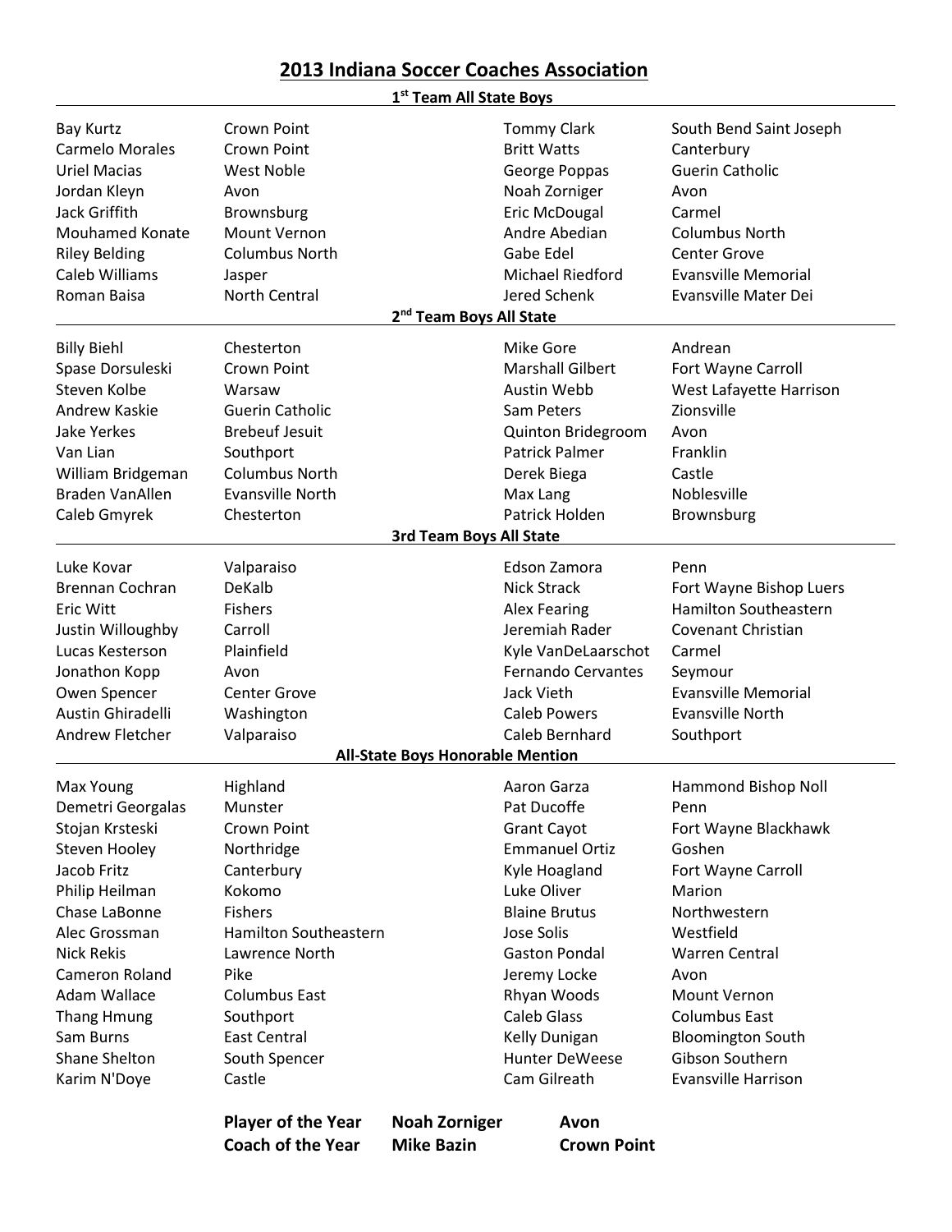# 2013 Indiana Soccer Coaches Association

## 1st Team All State Boys

| | | | |
|---|---|---|---|
| Bay Kurtz | Crown Point | Tommy Clark | South Bend Saint Joseph |
| Carmelo Morales | Crown Point | Britt Watts | Canterbury |
| Uriel Macias | West Noble | George Poppas | Guerin Catholic |
| Jordan Kleyn | Avon | Noah Zorniger | Avon |
| Jack Griffith | Brownsburg | Eric McDougal | Carmel |
| Mouhamed Konate | Mount Vernon | Andre Abedian | Columbus North |
| Riley Belding | Columbus North | Gabe Edel | Center Grove |
| Caleb Williams | Jasper | Michael Riedford | Evansville Memorial |
| Roman Baisa | North Central | Jered Schenk | Evansville Mater Dei |

## 2nd Team Boys All State

| | | | |
|---|---|---|---|
| Billy Biehl | Chesterton | Mike Gore | Andrean |
| Spase Dorsuleski | Crown Point | Marshall Gilbert | Fort Wayne Carroll |
| Steven Kolbe | Warsaw | Austin Webb | West Lafayette Harrison |
| Andrew Kaskie | Guerin Catholic | Sam Peters | Zionsville |
| Jake Yerkes | Brebeuf Jesuit | Quinton Bridegroom | Avon |
| Van Lian | Southport | Patrick Palmer | Franklin |
| William Bridgeman | Columbus North | Derek Biega | Castle |
| Braden VanAllen | Evansville North | Max Lang | Noblesville |
| Caleb Gmyrek | Chesterton | Patrick Holden | Brownsburg |

## 3rd Team Boys All State

| | | | |
|---|---|---|---|
| Luke Kovar | Valparaiso | Edson Zamora | Penn |
| Brennan Cochran | DeKalb | Nick Strack | Fort Wayne Bishop Luers |
| Eric Witt | Fishers | Alex Fearing | Hamilton Southeastern |
| Justin Willoughby | Carroll | Jeremiah Rader | Covenant Christian |
| Lucas Kesterson | Plainfield | Kyle VanDeLaarschot | Carmel |
| Jonathon Kopp | Avon | Fernando Cervantes | Seymour |
| Owen Spencer | Center Grove | Jack Vieth | Evansville Memorial |
| Austin Ghiradelli | Washington | Caleb Powers | Evansville North |
| Andrew Fletcher | Valparaiso | Caleb Bernhard | Southport |

## All-State Boys Honorable Mention

| | | | |
|---|---|---|---|
| Max Young | Highland | Aaron Garza | Hammond Bishop Noll |
| Demetri Georgalas | Munster | Pat Ducoffe | Penn |
| Stojan Krsteski | Crown Point | Grant Cayot | Fort Wayne Blackhawk |
| Steven Hooley | Northridge | Emmanuel Ortiz | Goshen |
| Jacob Fritz | Canterbury | Kyle Hoagland | Fort Wayne Carroll |
| Philip Heilman | Kokomo | Luke Oliver | Marion |
| Chase LaBonne | Fishers | Blaine Brutus | Northwestern |
| Alec Grossman | Hamilton Southeastern | Jose Solis | Westfield |
| Nick Rekis | Lawrence North | Gaston Pondal | Warren Central |
| Cameron Roland | Pike | Jeremy Locke | Avon |
| Adam Wallace | Columbus East | Rhyan Woods | Mount Vernon |
| Thang Hmung | Southport | Caleb Glass | Columbus East |
| Sam Burns | East Central | Kelly Dunigan | Bloomington South |
| Shane Shelton | South Spencer | Hunter DeWeese | Gibson Southern |
| Karim N'Doye | Castle | Cam Gilreath | Evansville Harrison |

| | | |
|---|---|---|
| **Player of the Year** | **Noah Zorniger** | **Avon** |
| **Coach of the Year** | **Mike Bazin** | **Crown Point** |